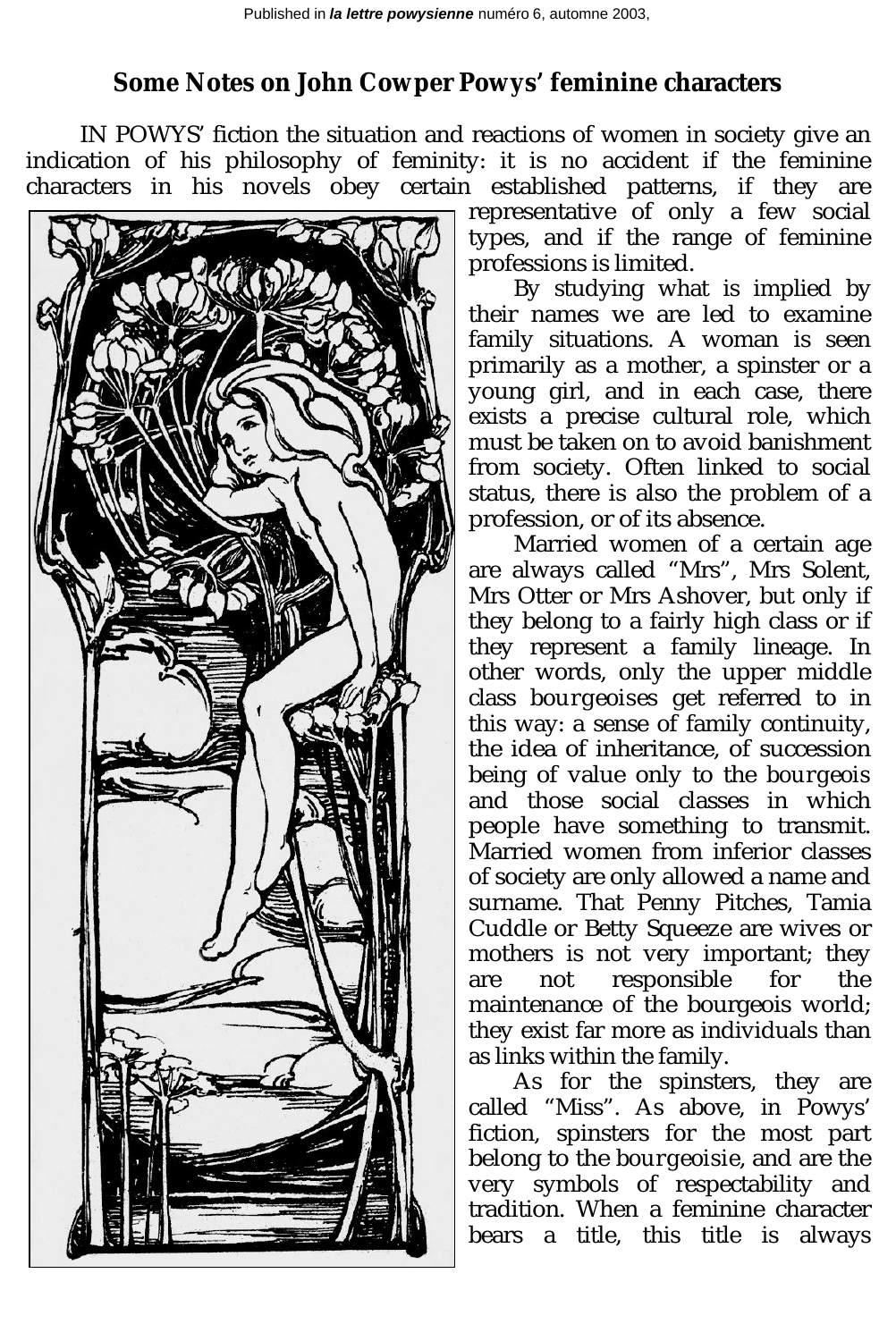Published in *la lettre powysienne* numéro 6, automne 2003,

## Some Notes on John Cowper Powys' feminine characters

IN POWYS' fiction the situation and reactions of women in society give an indication of his philosophy of feminity: it is no accident if the feminine characters in his novels obey certain established patterns, if they are representative of only a few social types, and if the range of feminine professions is limited.

By studying what is implied by their names we are led to examine family situations. A woman is seen primarily as a mother, a spinster or a young girl, and in each case, there exists a precise cultural role, which must be taken on to avoid banishment from society. Often linked to social status, there is also the problem of a profession, or of its absence.

Married women of a certain age are always called "Mrs", Mrs Solent, Mrs Otter or Mrs Ashover, but only if they belong to a fairly high class or if they represent a family lineage. In other words, only the upper middle class *bourgeoises* get referred to in this way: a sense of family continuity, the idea of inheritance, of succession being of value only to the *bourgeois* and those social classes in which people have something to transmit. Married women from inferior classes of society are only allowed a name and surname. That Penny Pitches, Tamia Cuddle or Betty Squeeze are wives or mothers is not very important; they are not responsible for the maintenance of the bourgeois world; they exist far more as individuals than as links within the family.

As for the spinsters, they are called "Miss". As above, in Powys' fiction, spinsters for the most part belong to the *bourgeoisie*, and are the very symbols of respectability and tradition. When a feminine character bears a title, this title is always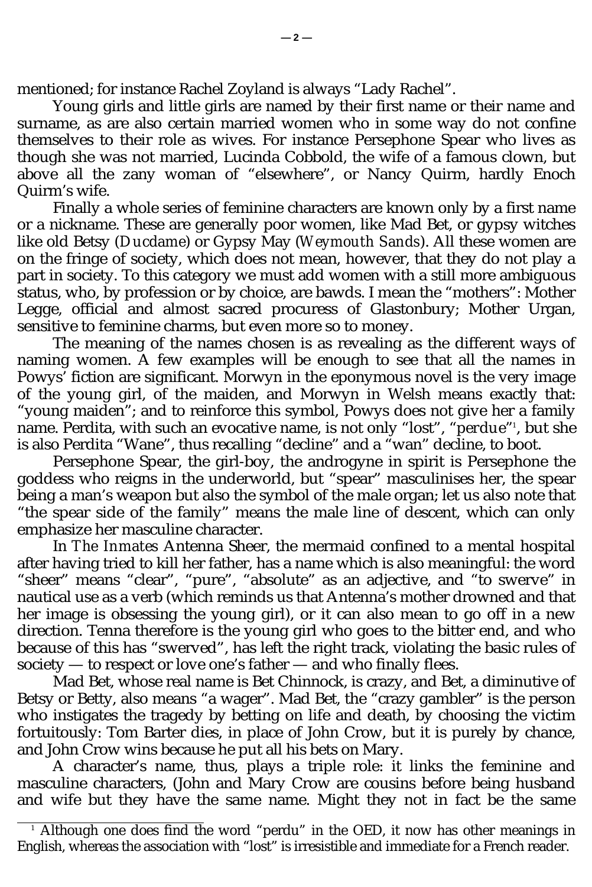mentioned; for instance Rachel Zoyland is always “Lady Rachel”.

Young girls and little girls are named by their first name or their name and surname, as are also certain married women who in some way do not confine themselves to their role as wives. For instance Persephone Spear who lives as though she was not married, Lucinda Cobbold, the wife of a famous clown, but above all the zany woman of “elsewhere”, or Nancy Quirm, hardly Enoch Quirm’s wife.

Finally a whole series of feminine characters are known only by a first name or a nickname. These are generally poor women, like Mad Bet, or gypsy witches like old Betsy (*Ducdame*) or Gypsy May (*Weymouth Sands*). All these women are on the fringe of society, which does not mean, however, that they do not play a part in society. To this category we must add women with a still more ambiguous status, who, by profession or by choice, are bawds. I mean the “mothers”: Mother Legge, official and almost sacred procuress of Glastonbury; Mother Urgan, sensitive to feminine charms, but even more so to money.

The meaning of the names chosen is as revealing as the different ways of naming women. A few examples will be enough to see that all the names in Powys’ fiction are significant. Morwyn in the eponymous novel is the very image of the young girl, of the maiden, and Morwyn in Welsh means exactly that: “young maiden”; and to reinforce this symbol, Powys does not give her a family name. Perdita, with such an evocative name, is not only “lost”, “*perdue*”[1], but she is also Perdita “Wane”, thus recalling “decline” and a “wan” decline, to boot.

Persephone Spear, the girl-boy, the androgyne in spirit is Persephone the goddess who reigns in the underworld, but “spear” masculinises her, the spear being a man’s weapon but also the symbol of the male organ; let us also note that “the spear side of the family” means the male line of descent, which can only emphasize her masculine character.

In *The Inmates* Antenna Sheer, the mermaid confined to a mental hospital after having tried to kill her father, has a name which is also meaningful: the word “sheer” means “clear”, “pure”, “absolute” as an adjective, and “to swerve” in nautical use as a verb (which reminds us that Antenna’s mother drowned and that her image is obsessing the young girl), or it can also mean to go off in a new direction. Tenna therefore is the young girl who goes to the bitter end, and who because of this has “swerved”, has left the right track, violating the basic rules of society — to respect or love one’s father — and who finally flees.

Mad Bet, whose real name is Bet Chinnock, is crazy, and Bet, a diminutive of Betsy or Betty, also means “a wager”. Mad Bet, the “crazy gambler” is the person who instigates the tragedy by betting on life and death, by choosing the victim fortuitously: Tom Barter dies, in place of John Crow, but it is purely by chance, and John Crow wins because he put all his bets on Mary.

A character’s name, thus, plays a triple role: it links the feminine and masculine characters, (John and Mary Crow are cousins before being husband and wife but they have the same name. Might they not in fact be the same

[1] Although one does find the word “perdu” in the OED, it now has other meanings in English, whereas the association with “lost” is irresistible and immediate for a French reader.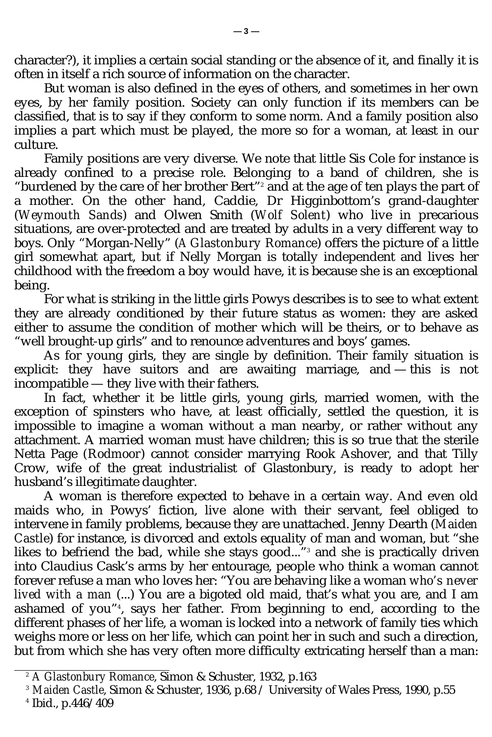character?), it implies a certain social standing or the absence of it, and finally it is often in itself a rich source of information on the character.

But woman is also defined in the eyes of others, and sometimes in her own eyes, by her family position. Society can only function if its members can be classified, that is to say if they conform to some norm. And a family position also implies a part which must be played, the more so for a woman, at least in our culture.

Family positions are very diverse. We note that little Sis Cole for instance is already confined to a precise role. Belonging to a band of children, she is "burdened by the care of her brother Bert"[2] and at the age of ten plays the part of a mother. On the other hand, Caddie, Dr Higginbottom's grand-daughter (*Weymouth Sands*) and Olwen Smith (*Wolf Solent*) who live in precarious situations, are over-protected and are treated by adults in a very different way to boys. Only "Morgan-Nelly" (*A Glastonbury Romance*) offers the picture of a little girl somewhat apart, but if Nelly Morgan is totally independent and lives her childhood with the freedom a boy would have, it is because she is an exceptional being.

For what is striking in the little girls Powys describes is to see to what extent they are already conditioned by their future status as women: they are asked either to assume the condition of mother which will be theirs, or to behave as "well brought-up girls" and to renounce adventures and boys' games.

As for young girls, they are single by definition. Their family situation is explicit: they have suitors and are awaiting marriage, and — this is not incompatible — they live with their fathers.

In fact, whether it be little girls, young girls, married women, with the exception of spinsters who have, at least officially, settled the question, it is impossible to imagine a woman without a man nearby, or rather without any attachment. A married woman must have children; this is so true that the sterile Netta Page (*Rodmoor*) cannot consider marrying Rook Ashover, and that Tilly Crow, wife of the great industrialist of Glastonbury, is ready to adopt her husband's illegitimate daughter.

A woman is therefore expected to behave in a certain way. And even old maids who, in Powys' fiction, live alone with their servant, feel obliged to intervene in family problems, because they are unattached. Jenny Dearth (*Maiden Castle*) for instance, is divorced and extols equality of man and woman, but "she likes to befriend the bad, while she stays good..."[3] and she is practically driven into Claudius Cask's arms by her entourage, people who think a woman cannot forever refuse a man who loves her: "You are behaving like a woman *who's never lived with a man* (...) You are a bigoted old maid, that's what you are, and I am ashamed of you"[4], says her father. From beginning to end, according to the different phases of her life, a woman is locked into a network of family ties which weighs more or less on her life, which can point her in such and such a direction, but from which she has very often more difficulty extricating herself than a man:

---

[2] *A Glastonbury Romance*, Simon & Schuster, 1932, p.163

[3] *Maiden Castle*, Simon & Schuster, 1936, p.68 / University of Wales Press, 1990, p.55

[4] Ibid., p.446/409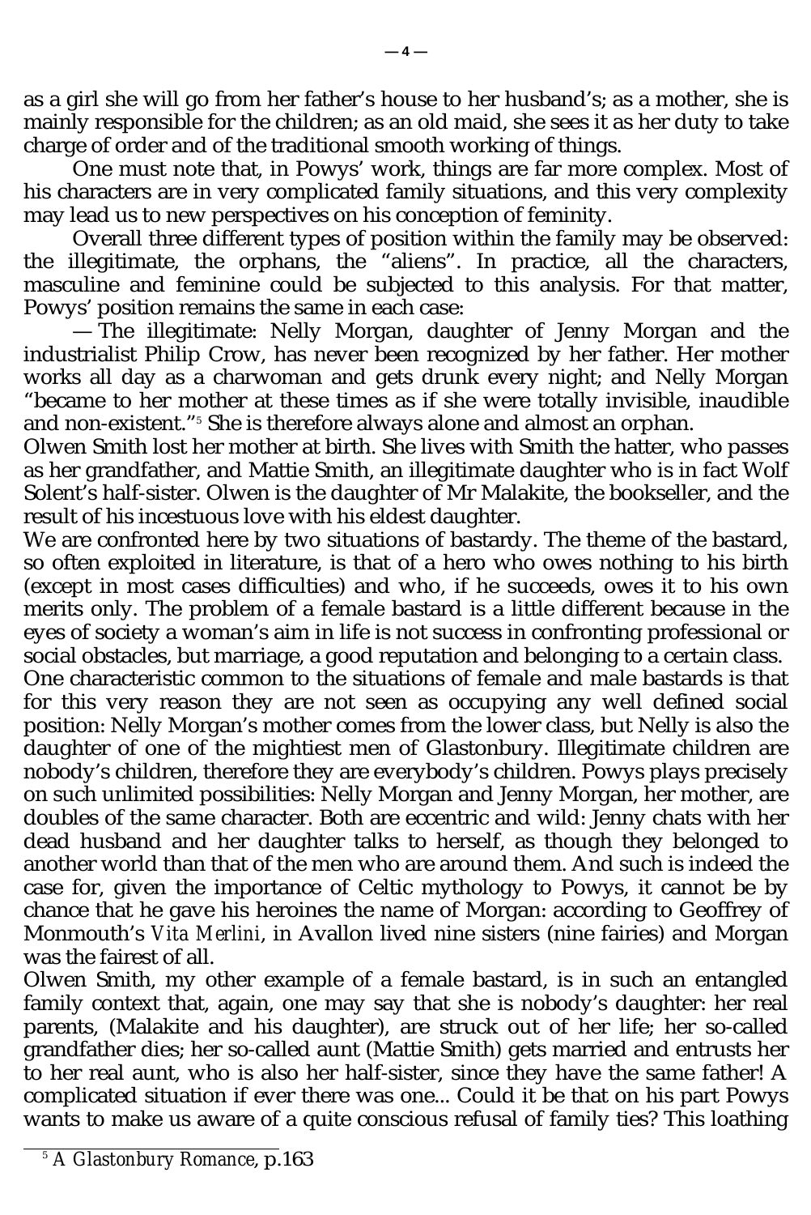as a girl she will go from her father's house to her husband's; as a mother, she is mainly responsible for the children; as an old maid, she sees it as her duty to take charge of order and of the traditional smooth working of things.

One must note that, in Powys' work, things are far more complex. Most of his characters are in very complicated family situations, and this very complexity may lead us to new perspectives on his conception of feminity.

Overall three different types of position within the family may be observed: the illegitimate, the orphans, the "aliens". In practice, all the characters, masculine and feminine could be subjected to this analysis. For that matter, Powys' position remains the same in each case:

— The illegitimate: Nelly Morgan, daughter of Jenny Morgan and the industrialist Philip Crow, has never been recognized by her father. Her mother works all day as a charwoman and gets drunk every night; and Nelly Morgan "became to her mother at these times as if she were totally invisible, inaudible and non-existent."[5] She is therefore always alone and almost an orphan.

Olwen Smith lost her mother at birth. She lives with Smith the hatter, who passes as her grandfather, and Mattie Smith, an illegitimate daughter who is in fact Wolf Solent's half-sister. Olwen is the daughter of Mr Malakite, the bookseller, and the result of his incestuous love with his eldest daughter.

We are confronted here by two situations of bastardy. The theme of the bastard, so often exploited in literature, is that of a hero who owes nothing to his birth (except in most cases difficulties) and who, if he succeeds, owes it to his own merits only. The problem of a female bastard is a little different because in the eyes of society a woman's aim in life is not success in confronting professional or social obstacles, but marriage, a good reputation and belonging to a certain class.

One characteristic common to the situations of female and male bastards is that for this very reason they are not seen as occupying any well defined social position: Nelly Morgan's mother comes from the lower class, but Nelly is also the daughter of one of the mightiest men of Glastonbury. Illegitimate children are nobody's children, therefore they are everybody's children. Powys plays precisely on such unlimited possibilities: Nelly Morgan and Jenny Morgan, her mother, are doubles of the same character. Both are eccentric and wild: Jenny chats with her dead husband and her daughter talks to herself, as though they belonged to another world than that of the men who are around them. And such is indeed the case for, given the importance of Celtic mythology to Powys, it cannot be by chance that he gave his heroines the name of Morgan: according to Geoffrey of Monmouth's *Vita Merlini*, in Avallon lived nine sisters (nine fairies) and Morgan was the fairest of all.

Olwen Smith, my other example of a female bastard, is in such an entangled family context that, again, one may say that she is nobody's daughter: her real parents, (Malakite and his daughter), are struck out of her life; her so-called grandfather dies; her so-called aunt (Mattie Smith) gets married and entrusts her to her real aunt, who is also her half-sister, since they have the same father! A complicated situation if ever there was one... Could it be that on his part Powys wants to make us aware of a quite conscious refusal of family ties? This loathing

[5] *A Glastonbury Romance*, p.163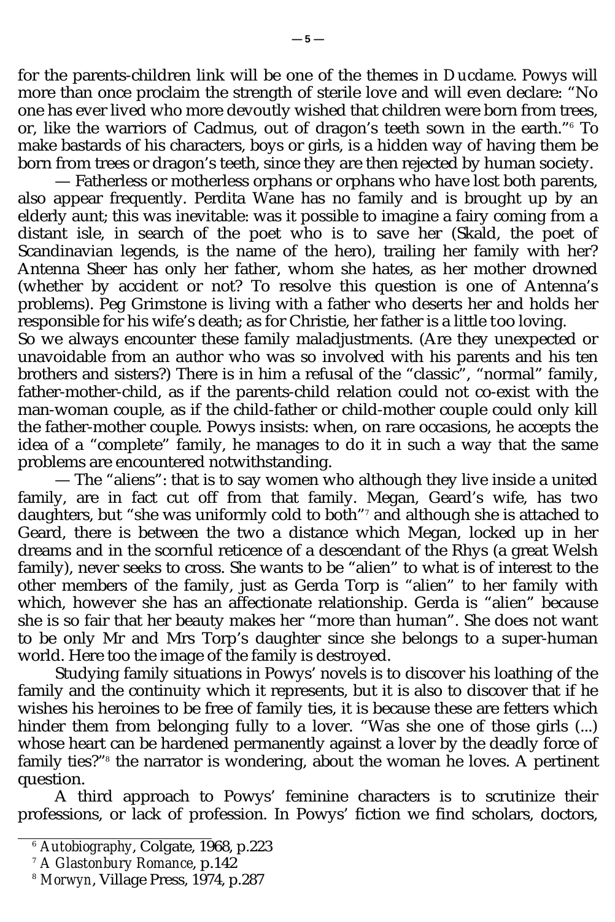for the parents-children link will be one of the themes in *Ducdame*. Powys will more than once proclaim the strength of sterile love and will even declare: "No one has ever lived who more devoutly wished that children were born from trees, or, like the warriors of Cadmus, out of dragon's teeth sown in the earth."[6] To make bastards of his characters, boys or girls, is a hidden way of having them be born from trees or dragon's teeth, since they are then rejected by human society.

— Fatherless or motherless orphans or orphans who have lost both parents, also appear frequently. Perdita Wane has no family and is brought up by an elderly aunt; this was inevitable: was it possible to imagine a fairy coming from a distant isle, in search of the poet who is to save her (Skald, the poet of Scandinavian legends, is the name of the hero), trailing her family with her? Antenna Sheer has only her father, whom she hates, as her mother drowned (whether by accident or not? To resolve this question is one of Antenna's problems). Peg Grimstone is living with a father who deserts her and holds her responsible for his wife's death; as for Christie, her father is a little *too* loving.

So we always encounter these family maladjustments. (Are they unexpected or unavoidable from an author who was so involved with his parents and his ten brothers and sisters?) There is in him a refusal of the "classic", "normal" family, father-mother-child, as if the parents-child relation could not co-exist with the man-woman couple, as if the child-father or child-mother couple could only kill the father-mother couple. Powys insists: when, on rare occasions, he accepts the idea of a "complete" family, he manages to do it in such a way that the same problems are encountered notwithstanding.

— The "aliens": that is to say women who although they live inside a united family, are in fact cut off from that family. Megan, Geard's wife, has two daughters, but "she was uniformly cold to both"[7] and although she is attached to Geard, there is between the two a distance which Megan, locked up in her dreams and in the scornful reticence of a descendant of the Rhys (a great Welsh family), never seeks to cross. She wants to be "alien" to what is of interest to the other members of the family, just as Gerda Torp is "alien" to her family with which, however she has an affectionate relationship. Gerda is "alien" because she is so fair that her beauty makes her "more than human". She does not want to be only Mr and Mrs Torp's daughter since she belongs to a super-human world. Here too the image of the family is destroyed.

Studying family situations in Powys' novels is to discover his loathing of the family and the continuity which it represents, but it is also to discover that if he wishes his heroines to be free of family ties, it is because these are fetters which hinder them from belonging fully to a lover. "Was she one of those girls (...) whose heart can be hardened permanently against a lover by the deadly force of family ties?"[8] the narrator is wondering, about the woman he loves. A pertinent question.

A third approach to Powys' feminine characters is to scrutinize their professions, or lack of profession. In Powys' fiction we find scholars, doctors,

---

[6] *Autobiography*, Colgate, 1968, p.223

[7] *A Glastonbury Romance*, p.142

[8] *Morwyn*, Village Press, 1974, p.287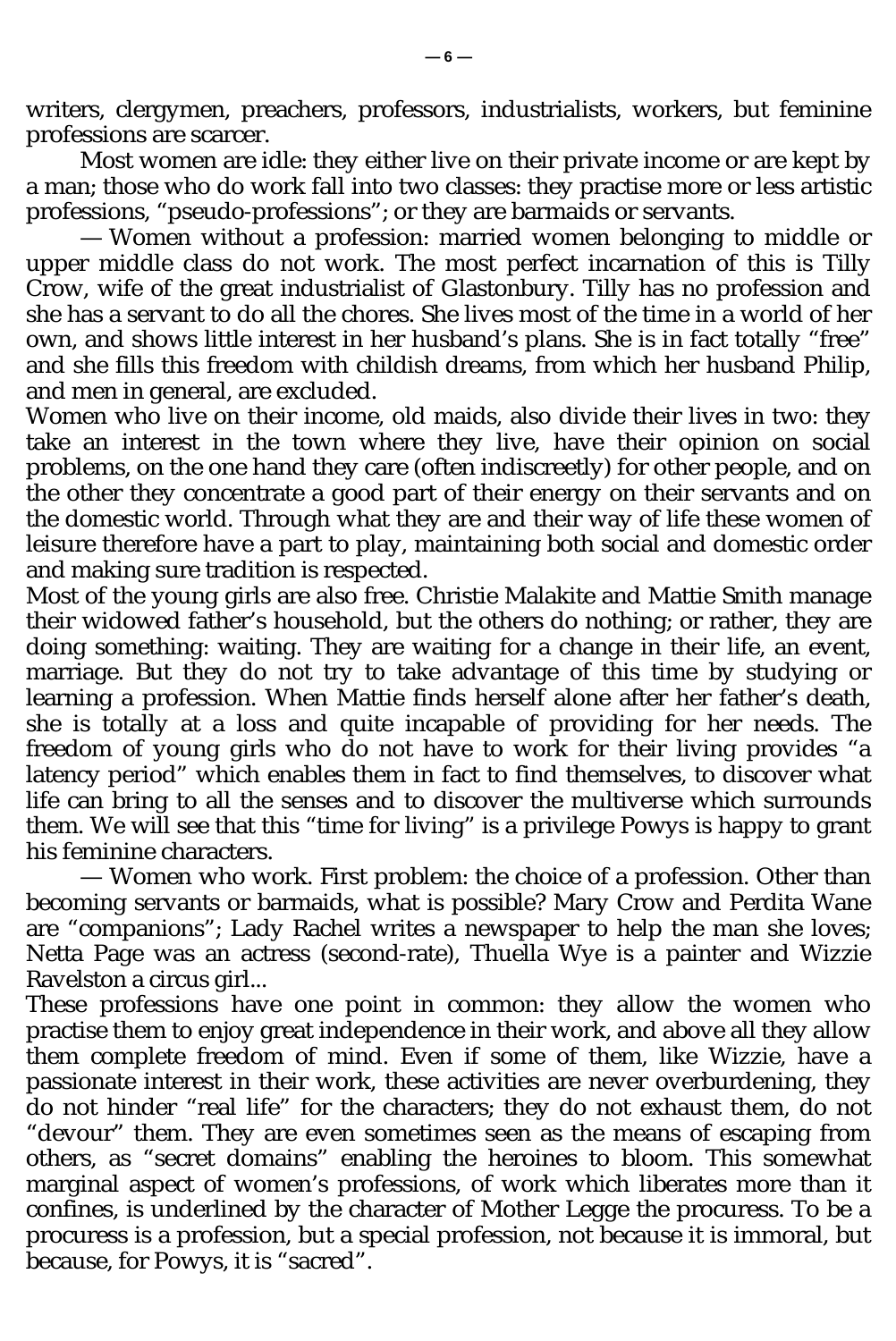writers, clergymen, preachers, professors, industrialists, workers, but feminine professions are scarcer.

Most women are idle: they either live on their private income or are kept by a man; those who do work fall into two classes: they practise more or less artistic professions, "pseudo-professions"; or they are barmaids or servants.

— Women without a profession: married women belonging to middle or upper middle class do not work. The most perfect incarnation of this is Tilly Crow, wife of the great industrialist of Glastonbury. Tilly has no profession and she has a servant to do all the chores. She lives most of the time in a world of her own, and shows little interest in her husband's plans. She is in fact totally "free" and she fills this freedom with childish dreams, from which her husband Philip, and men in general, are excluded.

Women who live on their income, old maids, also divide their lives in two: they take an interest in the town where they live, have their opinion on social problems, on the one hand they care (often indiscreetly) for other people, and on the other they concentrate a good part of their energy on their servants and on the domestic world. Through what they are and their way of life these women of leisure therefore have a part to play, maintaining both social and domestic order and making sure tradition is respected.

Most of the young girls are also free. Christie Malakite and Mattie Smith manage their widowed father's household, but the others do nothing; or rather, they are doing something: waiting. They are waiting for a change in their life, an event, marriage. But they do not try to take advantage of this time by studying or learning a profession. When Mattie finds herself alone after her father's death, she is totally at a loss and quite incapable of providing for her needs. The freedom of young girls who do not have to work for their living provides "a latency period" which enables them in fact to find themselves, to discover what life can bring to all the senses and to discover the multiverse which surrounds them. We will see that this "time for living" is a privilege Powys is happy to grant his feminine characters.

— Women who work. First problem: the choice of a profession. Other than becoming servants or barmaids, what is possible? Mary Crow and Perdita Wane are "companions"; Lady Rachel writes a newspaper to help the man she loves; Netta Page was an actress (second-rate), Thuella Wye is a painter and Wizzie Ravelston a circus girl...

These professions have one point in common: they allow the women who practise them to enjoy great independence in their work, and above all they allow them complete freedom of mind. Even if some of them, like Wizzie, have a passionate interest in their work, these activities are never overburdening, they do not hinder "real life" for the characters; they do not exhaust them, do not "devour" them. They are even sometimes seen as the means of escaping from others, as "secret domains" enabling the heroines to bloom. This somewhat marginal aspect of women's professions, of work which liberates more than it confines, is underlined by the character of Mother Legge the procuress. To be a procuress is a profession, but a special profession, not because it is immoral, but because, for Powys, it is "sacred".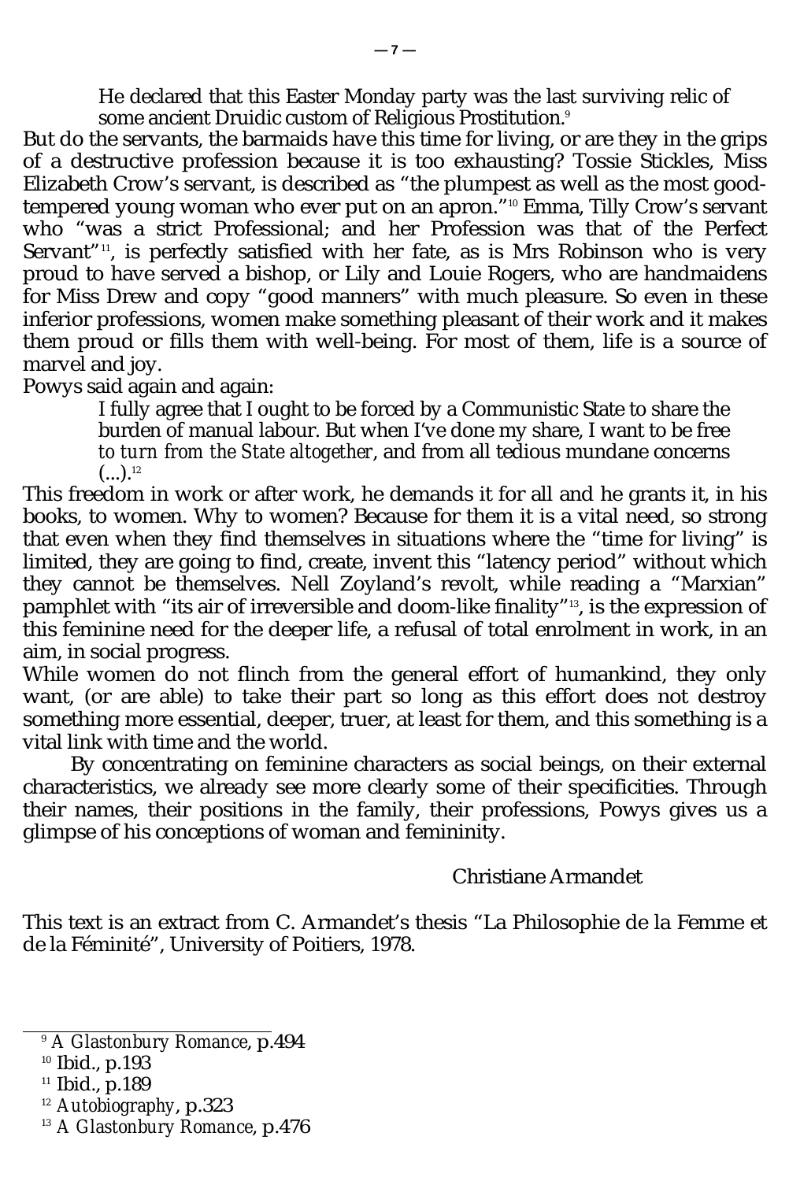> He declared that this Easter Monday party was the last surviving relic of some ancient Druidic custom of Religious Prostitution.[9]

But do the servants, the barmaids have this time for living, or are they in the grips of a destructive profession because it is too exhausting? Tossie Stickles, Miss Elizabeth Crow's servant, is described as "the plumpest as well as the most good-tempered young woman who ever put on an apron."[10] Emma, Tilly Crow's servant who "was a strict Professional; and her Profession was that of the Perfect Servant"[11], is perfectly satisfied with her fate, as is Mrs Robinson who is very proud to have served a bishop, or Lily and Louie Rogers, who are handmaidens for Miss Drew and copy "good manners" with much pleasure. So even in these inferior professions, women make something pleasant of their work and it makes them proud or fills them with well-being. For most of them, life is a source of marvel and joy.

Powys said again and again:

> I fully agree that I ought to be forced by a Communistic State to share the burden of manual labour. But when I've done my share, I want to be free *to turn from the State altogether*, and from all tedious mundane concerns (...).[12]

This freedom in work or after work, he demands it for all and he grants it, in his books, to women. Why to women? Because for them it is a vital need, so strong that even when they find themselves in situations where the "time for living" is limited, they are going to find, create, invent this "latency period" without which they cannot be themselves. Nell Zoyland's revolt, while reading a "Marxian" pamphlet with "its air of irreversible and doom-like finality"[13], is the expression of this feminine need for the deeper life, a refusal of total enrolment in work, in an aim, in social progress.

While women do not flinch from the general effort of humankind, they only want, (or are able) to take their part so long as this effort does not destroy something more essential, deeper, truer, at least for them, and this something is a vital link with time and the world.

By concentrating on feminine characters as social beings, on their external characteristics, we already see more clearly some of their specificities. Through their names, their positions in the family, their professions, Powys gives us a glimpse of his conceptions of woman and femininity.

Christiane Armandet

This text is an extract from C. Armandet's thesis "La Philosophie de la Femme et de la Féminité", University of Poitiers, 1978.

---

[9] *A Glastonbury Romance*, p.494

[10] Ibid., p.193

[11] Ibid., p.189

[12] *Autobiography*, p.323

[13] *A Glastonbury Romance*, p.476